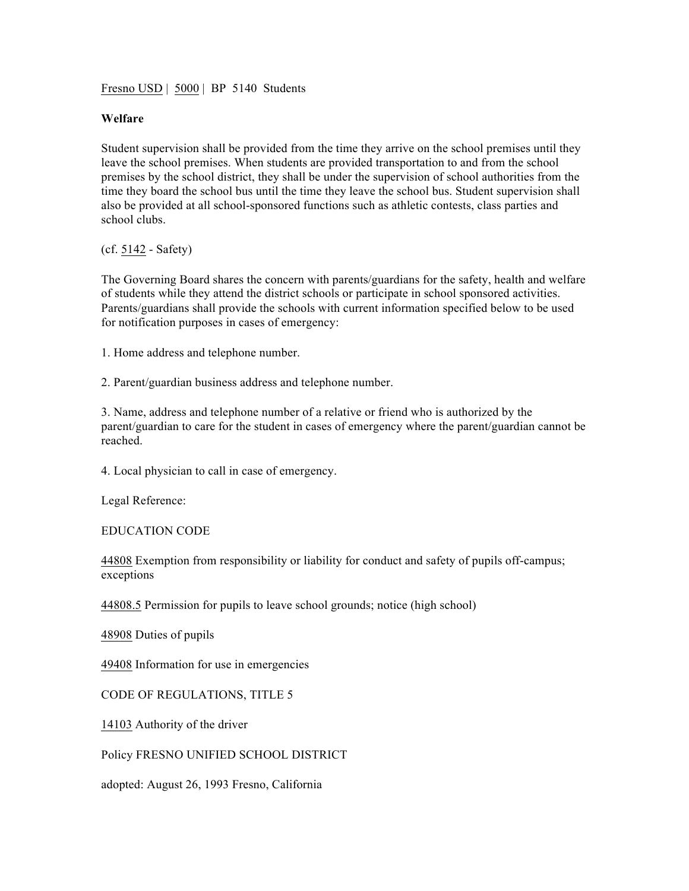Fresno USD | 5000 | BP 5140 Students

**Welfare**

Student supervision shall be provided from the time they arrive on the school premises until they leave the school premises. When students are provided transportation to and from the school premises by the school district, they shall be under the supervision of school authorities from the time they board the school bus until the time they leave the school bus. Student supervision shall also be provided at all school-sponsored functions such as athletic contests, class parties and school clubs.

(cf. 5142 - Safety)

The Governing Board shares the concern with parents/guardians for the safety, health and welfare of students while they attend the district schools or participate in school sponsored activities. Parents/guardians shall provide the schools with current information specified below to be used for notification purposes in cases of emergency:

1. Home address and telephone number.

2. Parent/guardian business address and telephone number.

3. Name, address and telephone number of a relative or friend who is authorized by the parent/guardian to care for the student in cases of emergency where the parent/guardian cannot be reached.

4. Local physician to call in case of emergency.

Legal Reference:

EDUCATION CODE

44808 Exemption from responsibility or liability for conduct and safety of pupils off-campus; exceptions

44808.5 Permission for pupils to leave school grounds; notice (high school)

48908 Duties of pupils

49408 Information for use in emergencies

CODE OF REGULATIONS, TITLE 5

14103 Authority of the driver

Policy FRESNO UNIFIED SCHOOL DISTRICT

adopted: August 26, 1993 Fresno, California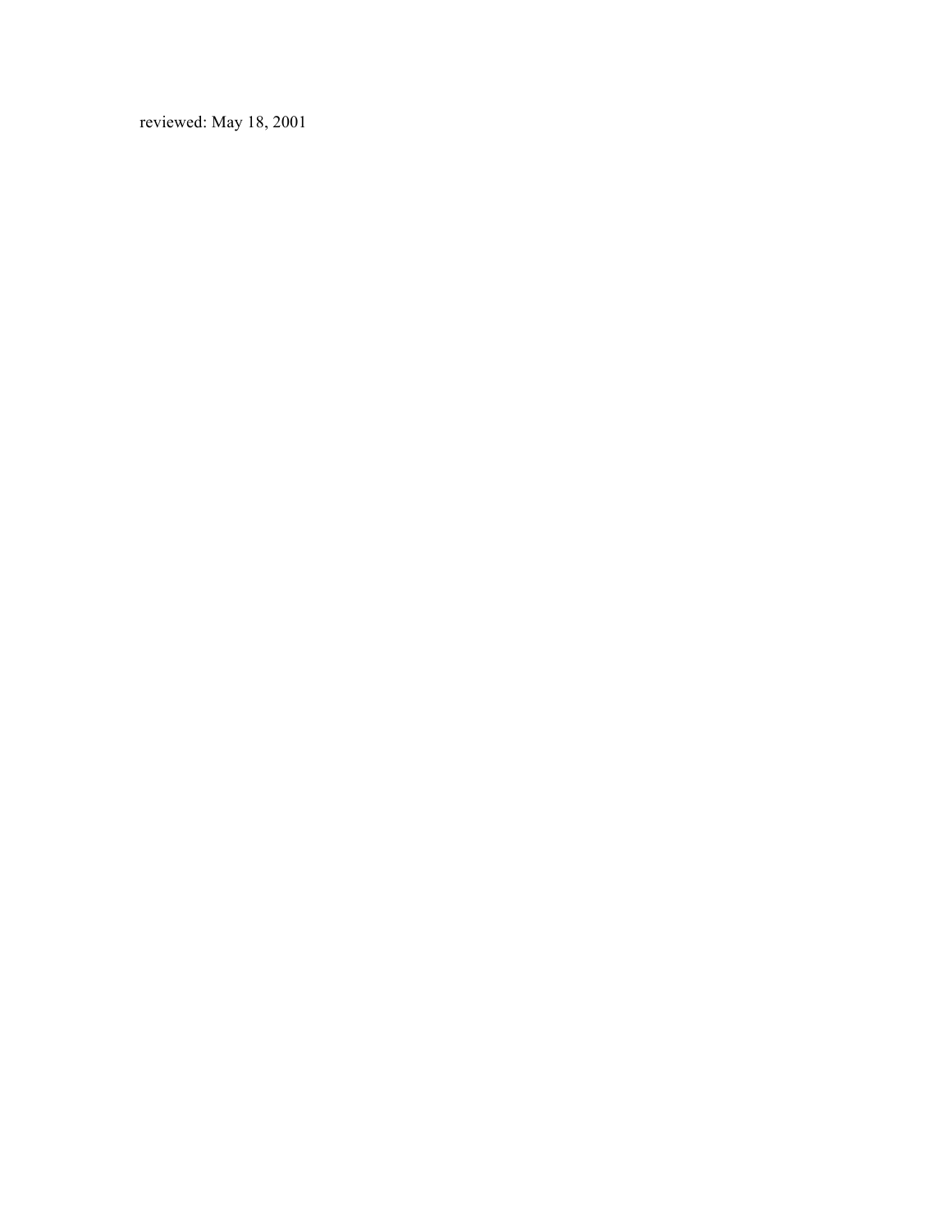reviewed: May 18, 2001